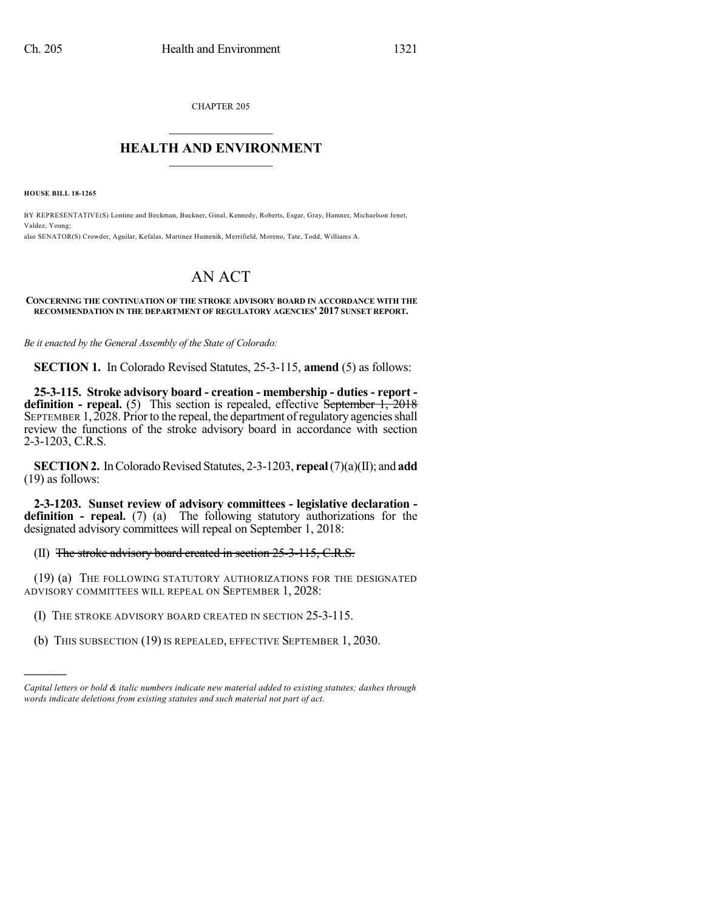CHAPTER 205

# HEALTH AND ENVIRONMENT

**HOUSE BILL 18-1265**

BY REPRESENTATIVE(S) Lontine and Beckman, Buckner, Ginal, Kennedy, Roberts, Esgar, Gray, Hamner, Michaelson Jenet, Valdez, Young;
also SENATOR(S) Crowder, Aguilar, Kefalas, Martinez Humenik, Merrifield, Moreno, Tate, Todd, Williams A.

# AN ACT

**CONCERNING THE CONTINUATION OF THE STROKE ADVISORY BOARD IN ACCORDANCE WITH THE RECOMMENDATION IN THE DEPARTMENT OF REGULATORY AGENCIES' 2017 SUNSET REPORT.**

*Be it enacted by the General Assembly of the State of Colorado:*

**SECTION 1.** In Colorado Revised Statutes, 25-3-115, **amend** (5) as follows:

**25-3-115. Stroke advisory board - creation - membership - duties - report - definition - repeal.** (5) This section is repealed, effective ~~September 1, 2018~~ SEPTEMBER 1, 2028. Prior to the repeal, the department of regulatory agencies shall review the functions of the stroke advisory board in accordance with section 2-3-1203, C.R.S.

**SECTION 2.** In Colorado Revised Statutes, 2-3-1203, **repeal** (7)(a)(II); and **add** (19) as follows:

**2-3-1203. Sunset review of advisory committees - legislative declaration - definition - repeal.** (7) (a) The following statutory authorizations for the designated advisory committees will repeal on September 1, 2018:

(II) ~~The stroke advisory board created in section 25-3-115, C.R.S.~~

(19) (a) THE FOLLOWING STATUTORY AUTHORIZATIONS FOR THE DESIGNATED ADVISORY COMMITTEES WILL REPEAL ON SEPTEMBER 1, 2028:

(I) THE STROKE ADVISORY BOARD CREATED IN SECTION 25-3-115.

(b) THIS SUBSECTION (19) IS REPEALED, EFFECTIVE SEPTEMBER 1, 2030.

---

*Capital letters or bold & italic numbers indicate new material added to existing statutes; dashes through words indicate deletions from existing statutes and such material not part of act.*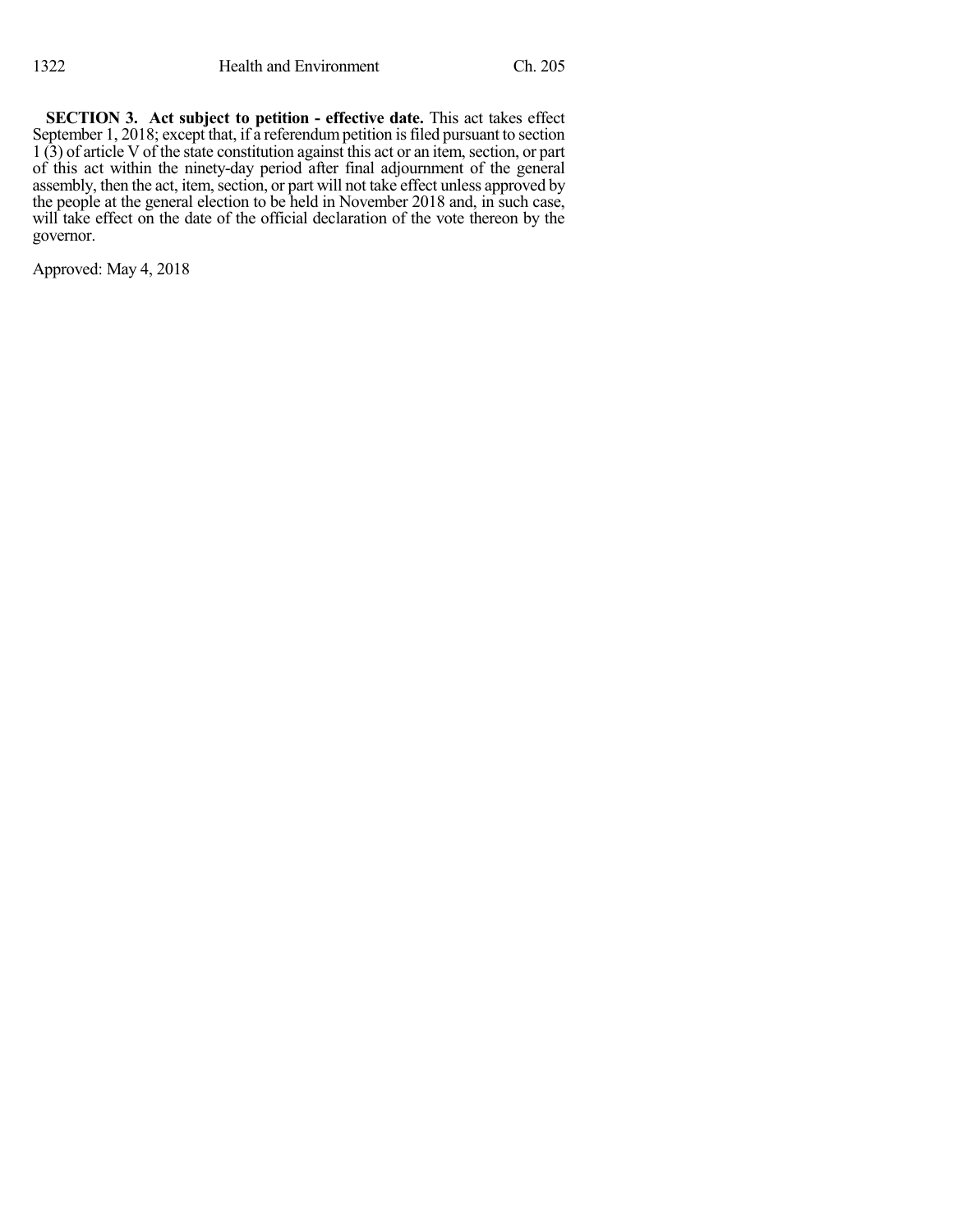**SECTION 3. Act subject to petition - effective date.** This act takes effect September 1, 2018; except that, if a referendum petition is filed pursuant to section 1 (3) of article V of the state constitution against this act or an item, section, or part of this act within the ninety-day period after final adjournment of the general assembly, then the act, item, section, or part will not take effect unless approved by the people at the general election to be held in November 2018 and, in such case, will take effect on the date of the official declaration of the vote thereon by the governor.

Approved: May 4, 2018